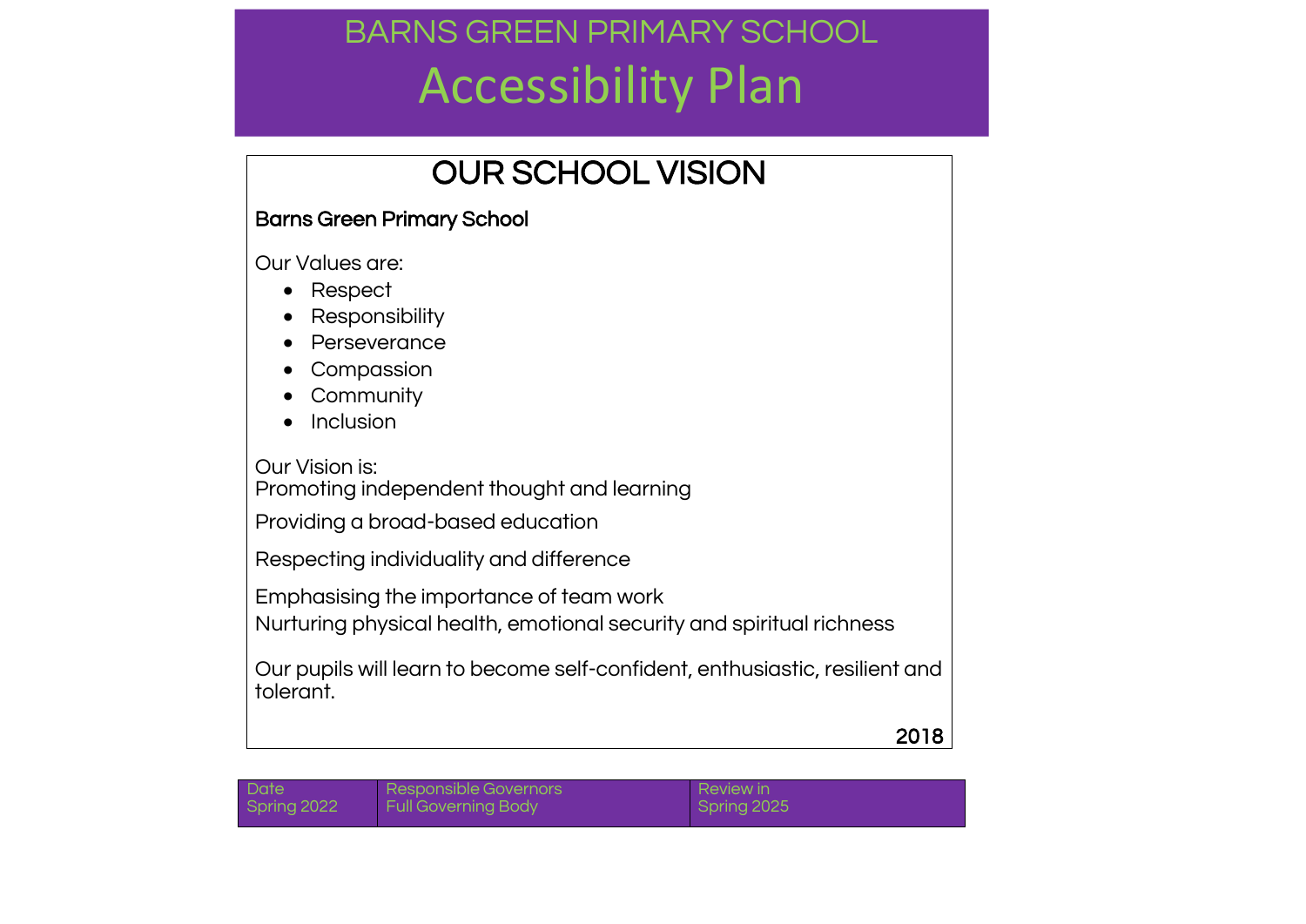# BARNS GREEN PRIMARY SCHOOL

# Accessibility Plan

## OUR SCHOOL VISION

**Barns Green Primary School**

Our Values are:

- Respect
- Responsibility
- Perseverance
- Compassion
- Community
- Inclusion

Our Vision is:
Promoting independent thought and learning

Providing a broad-based education

Respecting individuality and difference

Emphasising the importance of team work
Nurturing physical health, emotional security and spiritual richness

Our pupils will learn to become self-confident, enthusiastic, resilient and tolerant.

**2018**

| Date | Responsible Governors | Review in |
|---|---|---|
| Spring 2022 | Full Governing Body | Spring 2025 |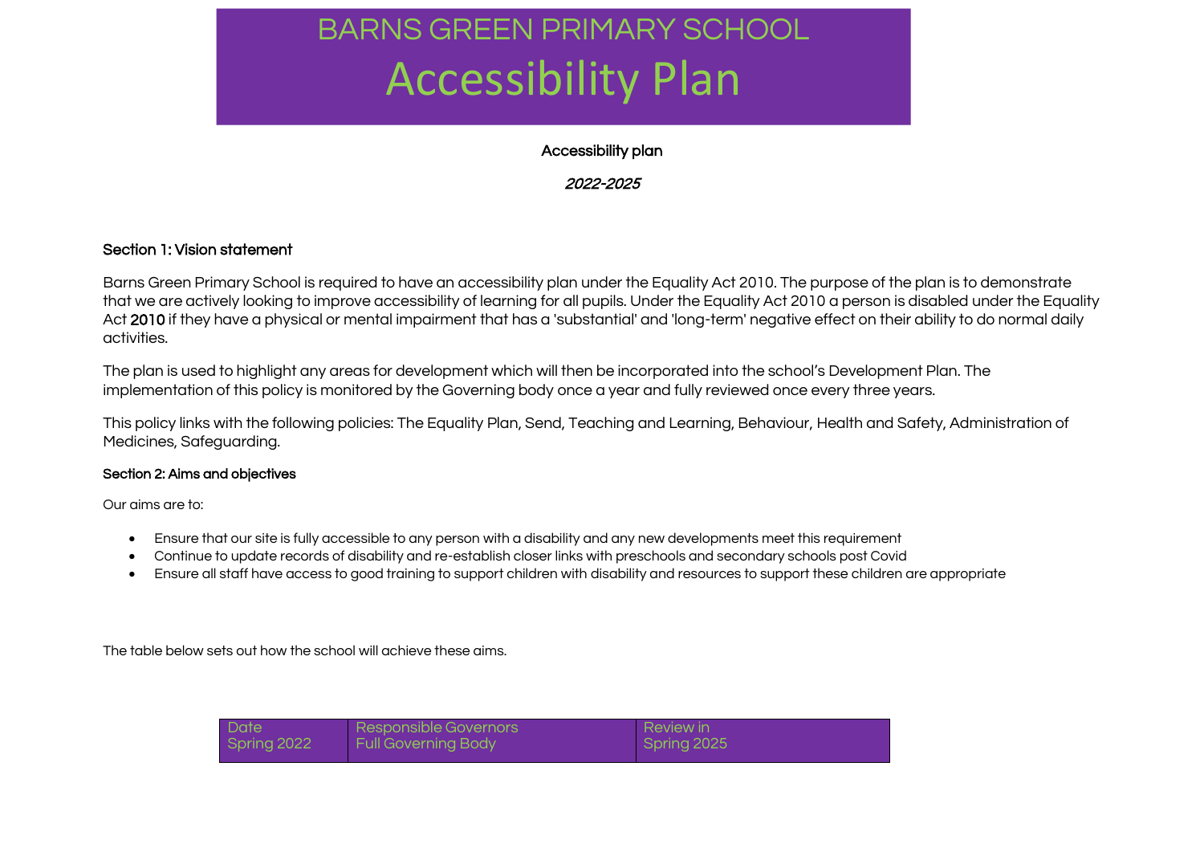# BARNS GREEN PRIMARY SCHOOL

# Accessibility Plan

**Accessibility plan**

***2022-2025***

## Section 1: Vision statement

Barns Green Primary School is required to have an accessibility plan under the Equality Act 2010. The purpose of the plan is to demonstrate that we are actively looking to improve accessibility of learning for all pupils. Under the Equality Act 2010 a person is disabled under the Equality Act 2010 if they have a physical or mental impairment that has a 'substantial' and 'long-term' negative effect on their ability to do normal daily activities.

The plan is used to highlight any areas for development which will then be incorporated into the school's Development Plan. The implementation of this policy is monitored by the Governing body once a year and fully reviewed once every three years.

This policy links with the following policies: The Equality Plan, Send, Teaching and Learning, Behaviour, Health and Safety, Administration of Medicines, Safeguarding.

### Section 2: Aims and objectives

Our aims are to:

- Ensure that our site is fully accessible to any person with a disability and any new developments meet this requirement
- Continue to update records of disability and re-establish closer links with preschools and secondary schools post Covid
- Ensure all staff have access to good training to support children with disability and resources to support these children are appropriate

The table below sets out how the school will achieve these aims.

| Date | Responsible Governors | Review in |
|---|---|---|
| Spring 2022 | Full Governing Body | Spring 2025 |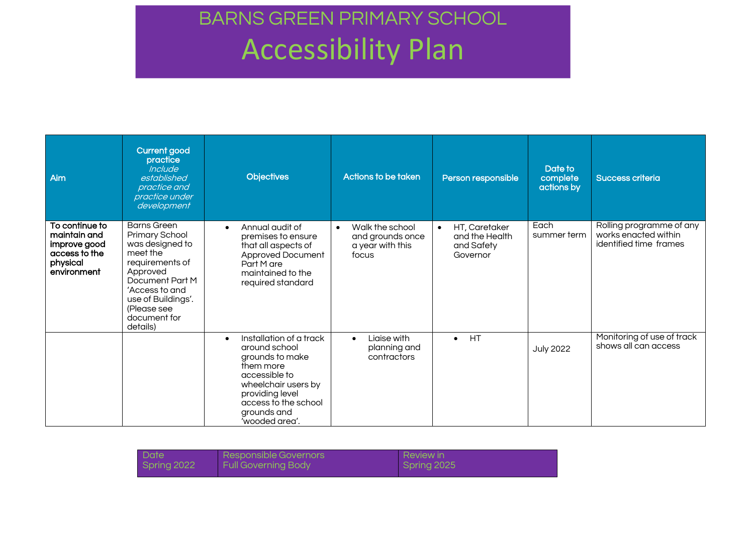# BARNS GREEN PRIMARY SCHOOL

# Accessibility Plan

| Aim | Current good practice *Include established practice and practice under development* | Objectives | Actions to be taken | Person responsible | Date to complete actions by | Success criteria |
|---|---|---|---|---|---|---|
| **To continue to maintain and improve good access to the physical environment** | Barns Green Primary School was designed to meet the requirements of Approved Document Part M 'Access to and use of Buildings'. (Please see document for details) | • Annual audit of premises to ensure that all aspects of Approved Document Part M are maintained to the required standard | • Walk the school and grounds once a year with this focus | • HT, Caretaker and the Health and Safety Governor | Each summer term | Rolling programme of any works enacted within identified time frames |
| | | • Installation of a track around school grounds to make them more accessible to wheelchair users by providing level access to the school grounds and 'wooded area'. | • Liaise with planning and contractors | • HT | July 2022 | Monitoring of use of track shows all can access |

| Date Spring 2022 | Responsible Governors Full Governing Body | Review in Spring 2025 |
|---|---|---|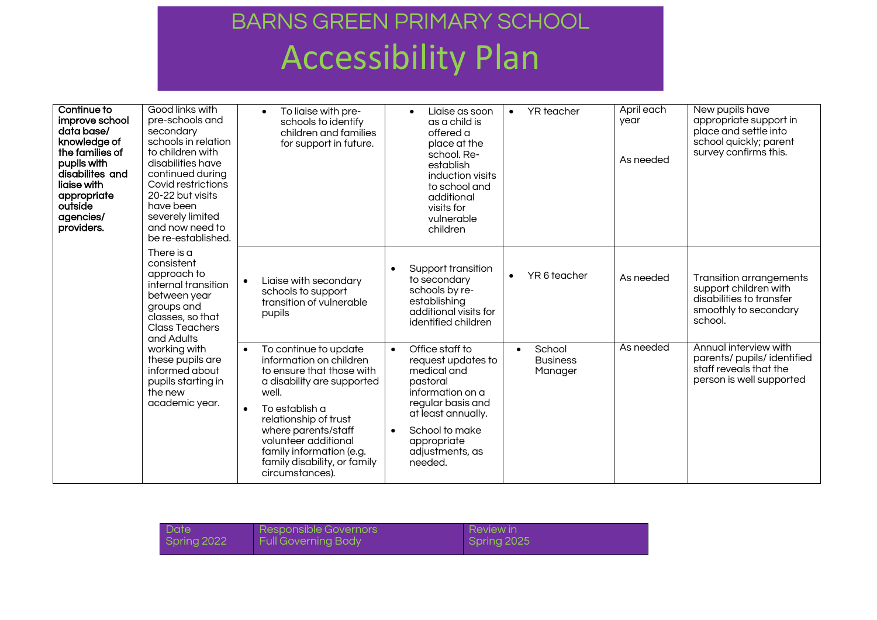# BARNS GREEN PRIMARY SCHOOL

# Accessibility Plan

| | | | | | | |
|---|---|---|---|---|---|---|
| **Continue to improve school data base/ knowledge of the families of pupils with disabilites and liaise with appropriate outside agencies/ providers.** | Good links with pre-schools and secondary schools in relation to children with disabilities have continued during Covid restrictions 20-22 but visits have been severely limited and now need to be re-established. | • To liaise with pre-schools to identify children and families for support in future. | • Liaise as soon as a child is offered a place at the school. Re-establish induction visits to school and additional visits for vulnerable children | • YR teacher | April each year<br><br>As needed | New pupils have appropriate support in place and settle into school quickly; parent survey confirms this. |
| | There is a consistent approach to internal transition between year groups and classes, so that Class Teachers and Adults working with these pupils are informed about pupils starting in the new academic year. | • Liaise with secondary schools to support transition of vulnerable pupils | • Support transition to secondary schools by re-establishing additional visits for identified children | • YR 6 teacher | As needed | Transition arrangements support children with disabilities to transfer smoothly to secondary school. |
| | | • To continue to update information on children to ensure that those with a disability are supported well.<br>• To establish a relationship of trust where parents/staff volunteer additional family information (e.g. family disability, or family circumstances). | • Office staff to request updates to medical and pastoral information on a regular basis and at least annually.<br>• School to make appropriate adjustments, as needed. | • School Business Manager | As needed | Annual interview with parents/ pupils/ identified staff reveals that the person is well supported |

| Date | Responsible Governors | Review in |
|---|---|---|
| Spring 2022 | Full Governing Body | Spring 2025 |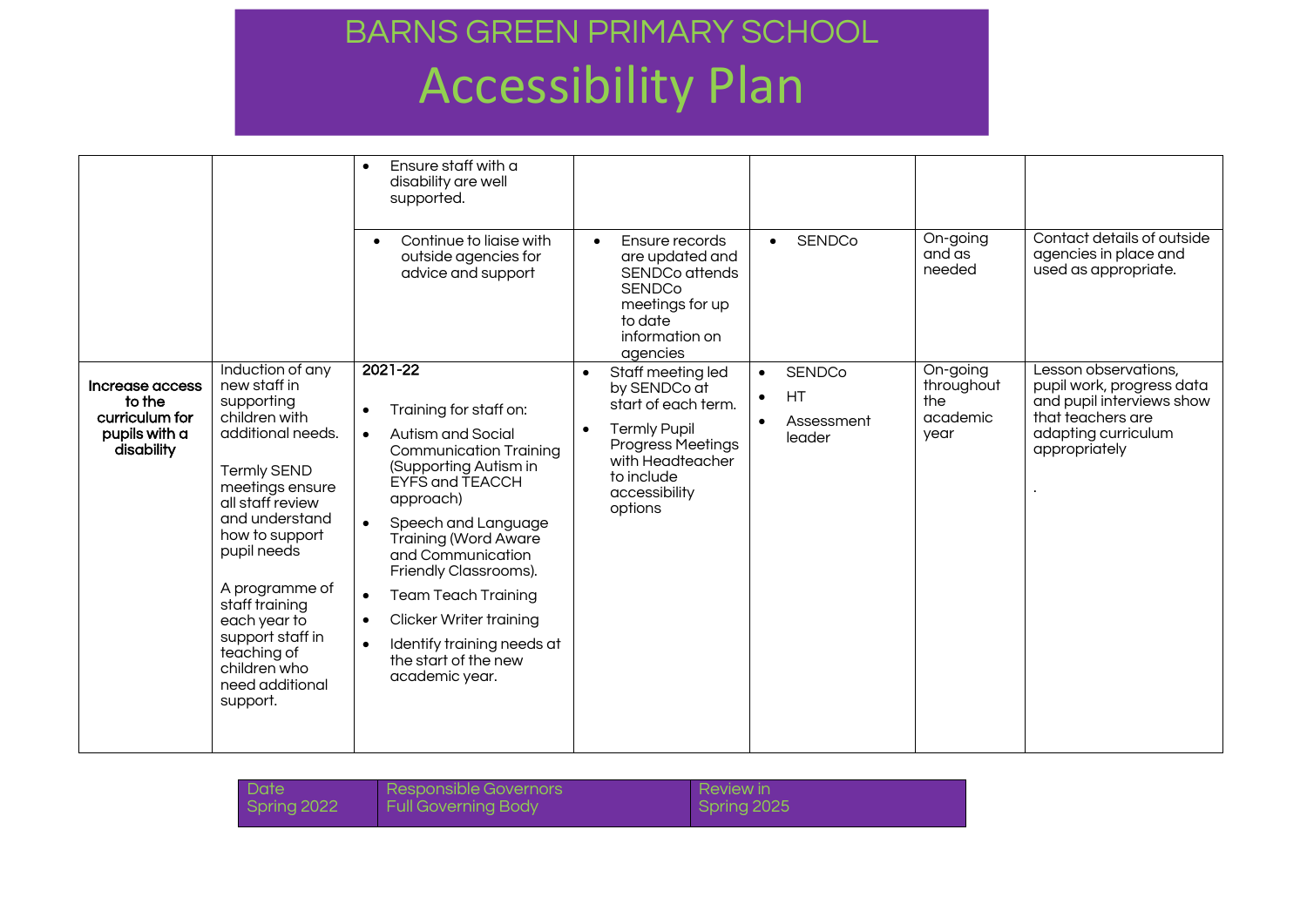# BARNS GREEN PRIMARY SCHOOL

# Accessibility Plan

| | | | | | | |
|---|---|---|---|---|---|---|
| | | • Ensure staff with a disability are well supported. | | | | |
| | | • Continue to liaise with outside agencies for advice and support | • Ensure records are updated and SENDCo attends SENDCo meetings for up to date information on agencies | • SENDCo | On-going and as needed | Contact details of outside agencies in place and used as appropriate. |
| **Increase access to the curriculum for pupils with a disability** | Induction of any new staff in supporting children with additional needs.<br><br>Termly SEND meetings ensure all staff review and understand how to support pupil needs<br><br>A programme of staff training each year to support staff in teaching of children who need additional support. | **2021-22**<br><br>• Training for staff on:<br>• Autism and Social Communication Training (Supporting Autism in EYFS and TEACCH approach)<br>• Speech and Language Training (Word Aware and Communication Friendly Classrooms).<br>• Team Teach Training<br>• Clicker Writer training<br>• Identify training needs at the start of the new academic year. | • Staff meeting led by SENDCo at start of each term.<br>• Termly Pupil Progress Meetings with Headteacher to include accessibility options | • SENDCo<br>• HT<br>• Assessment leader | On-going throughout the academic year | Lesson observations, pupil work, progress data and pupil interviews show that teachers are adapting curriculum appropriately<br><br>. |

| Date | Responsible Governors | Review in |
|---|---|---|
| Spring 2022 | Full Governing Body | Spring 2025 |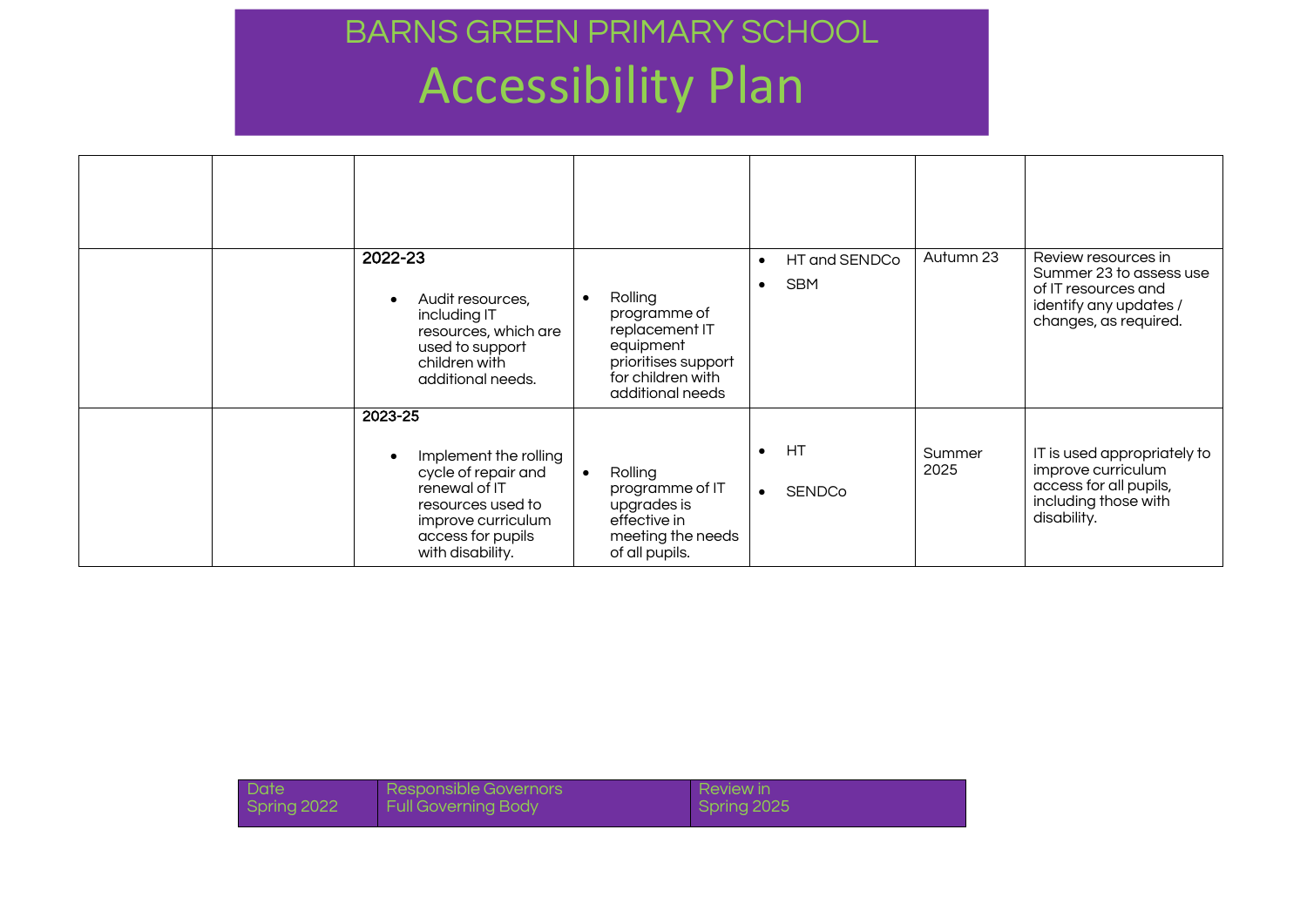# BARNS GREEN PRIMARY SCHOOL

# Accessibility Plan

| | | | | | | |
|---|---|---|---|---|---|---|
| | | | | | | |
| | | **2022-23**<br>• Audit resources, including IT resources, which are used to support children with additional needs. | • Rolling programme of replacement IT equipment prioritises support for children with additional needs | • HT and SENDCo<br>• SBM | Autumn 23 | Review resources in Summer 23 to assess use of IT resources and identify any updates / changes, as required. |
| | | **2023-25**<br>• Implement the rolling cycle of repair and renewal of IT resources used to improve curriculum access for pupils with disability. | • Rolling programme of IT upgrades is effective in meeting the needs of all pupils. | • HT<br>• SENDCo | Summer 2025 | IT is used appropriately to improve curriculum access for all pupils, including those with disability. |

| Date | Responsible Governors | Review in |
|---|---|---|
| Spring 2022 | Full Governing Body | Spring 2025 |